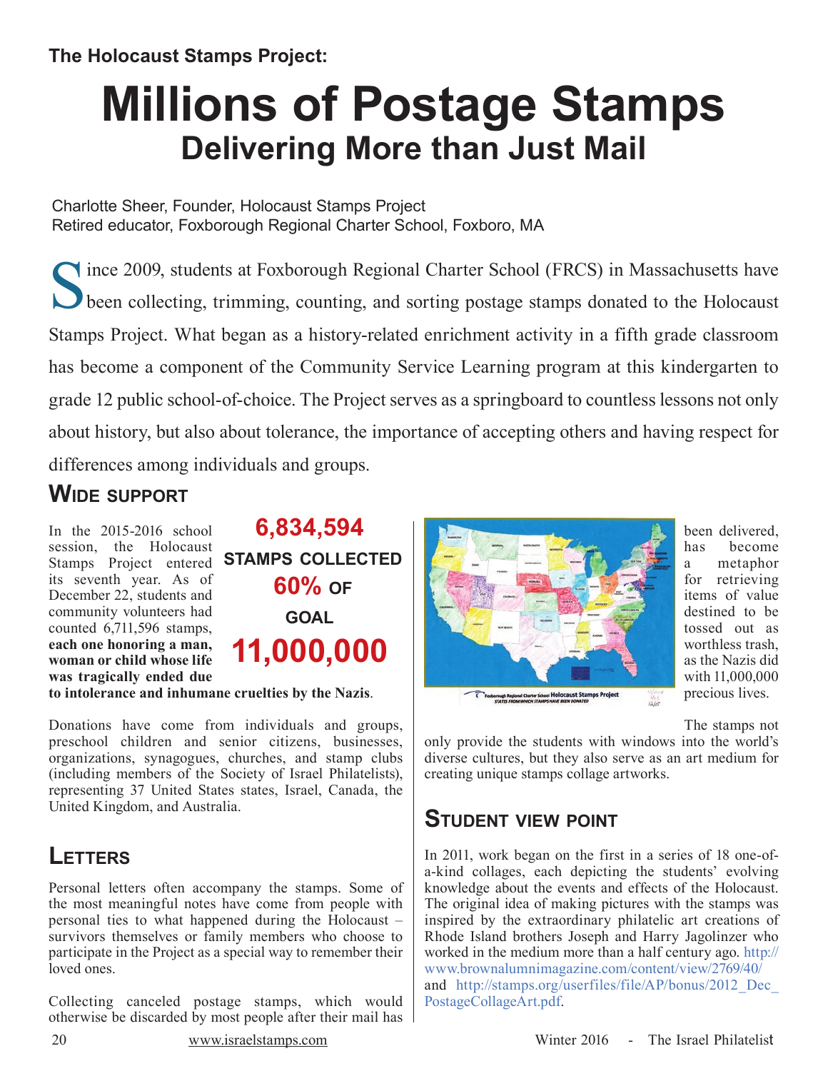The Holocaust Stamps Project:

# Millions of Postage Stamps

## Delivering More than Just Mail

Charlotte Sheer, Founder, Holocaust Stamps Project
Retired educator, Foxborough Regional Charter School, Foxboro, MA

Since 2009, students at Foxborough Regional Charter School (FRCS) in Massachusetts have been collecting, trimming, counting, and sorting postage stamps donated to the Holocaust Stamps Project. What began as a history-related enrichment activity in a fifth grade classroom has become a component of the Community Service Learning program at this kindergarten to grade 12 public school-of-choice. The Project serves as a springboard to countless lessons not only about history, but also about tolerance, the importance of accepting others and having respect for differences among individuals and groups.

## Wide support

In the 2015-2016 school session, the Holocaust Stamps Project entered its seventh year. As of December 22, students and community volunteers had counted 6,711,596 stamps, **each one honoring a man, woman or child whose life was tragically ended due to intolerance and inhumane cruelties by the Nazis**.

**6,834,594**
**STAMPS COLLECTED**
**60% OF GOAL**
**11,000,000**

Donations have come from individuals and groups, preschool children and senior citizens, businesses, organizations, synagogues, churches, and stamp clubs (including members of the Society of Israel Philatelists), representing 37 United States states, Israel, Canada, the United Kingdom, and Australia.

## Letters

Personal letters often accompany the stamps. Some of the most meaningful notes have come from people with personal ties to what happened during the Holocaust – survivors themselves or family members who choose to participate in the Project as a special way to remember their loved ones.

Collecting canceled postage stamps, which would otherwise be discarded by most people after their mail has been delivered, has become a metaphor for retrieving items of value destined to be tossed out as worthless trash, as the Nazis did with 11,000,000 precious lives.

Foxborough Regional Charter School Holocaust Stamps Project
STATES FROM WHICH STAMPS HAVE BEEN DONATED

The stamps not only provide the students with windows into the world's diverse cultures, but they also serve as an art medium for creating unique stamps collage artworks.

## Student view point

In 2011, work began on the first in a series of 18 one-of-a-kind collages, each depicting the students' evolving knowledge about the events and effects of the Holocaust. The original idea of making pictures with the stamps was inspired by the extraordinary philatelic art creations of Rhode Island brothers Joseph and Harry Jagolinzer who worked in the medium more than a half century ago. http://www.brownalumnimagazine.com/content/view/2769/40/ and http://stamps.org/userfiles/file/AP/bonus/2012_Dec_PostageCollageArt.pdf.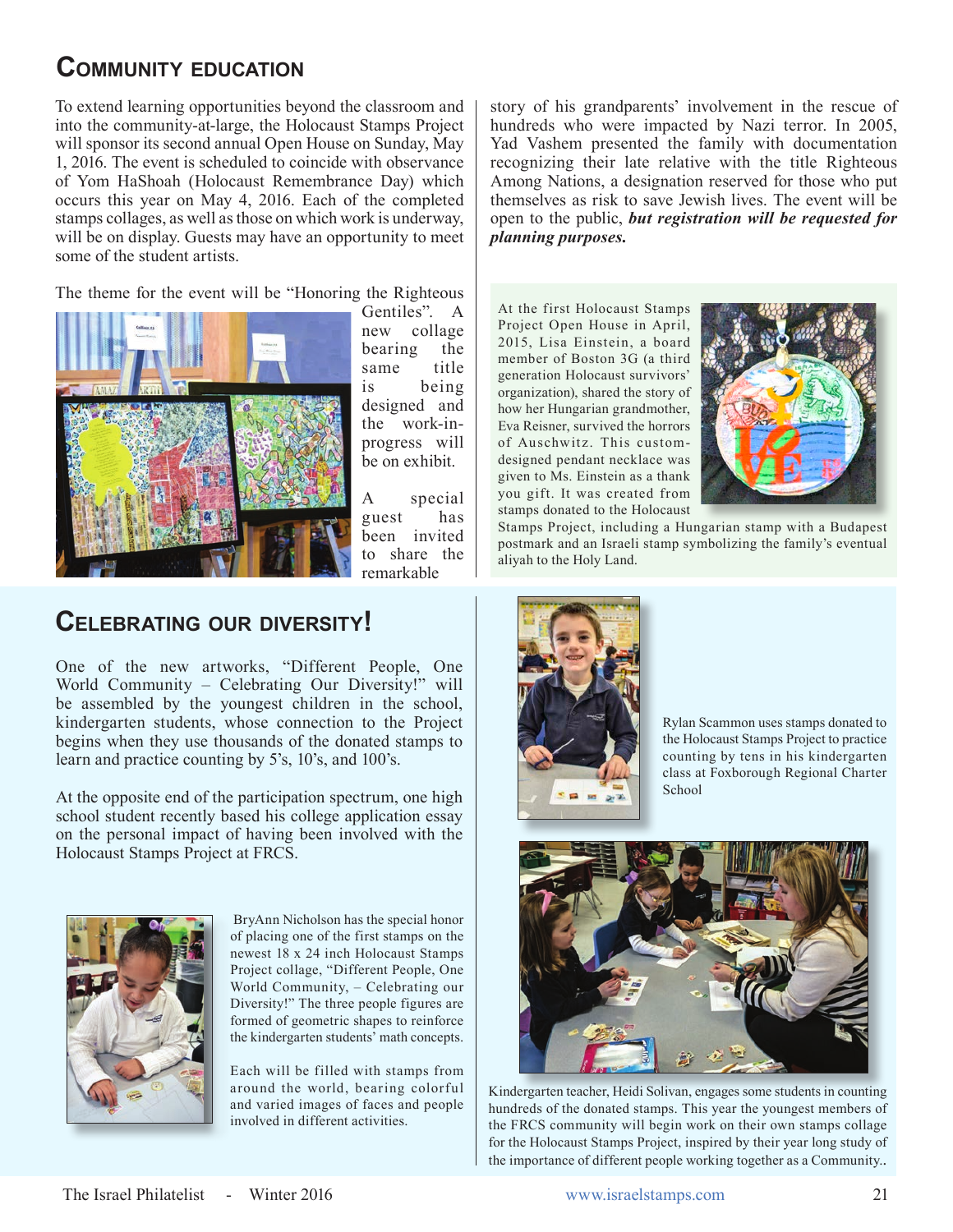## Community Education

To extend learning opportunities beyond the classroom and into the community-at-large, the Holocaust Stamps Project will sponsor its second annual Open House on Sunday, May 1, 2016. The event is scheduled to coincide with observance of Yom HaShoah (Holocaust Remembrance Day) which occurs this year on May 4, 2016. Each of the completed stamps collages, as well as those on which work is underway, will be on display. Guests may have an opportunity to meet some of the student artists.

The theme for the event will be "Honoring the Righteous Gentiles". A new collage bearing the same title is being designed and the work-in-progress will be on exhibit.

A special guest has been invited to share the remarkable story of his grandparents' involvement in the rescue of hundreds who were impacted by Nazi terror. In 2005, Yad Vashem presented the family with documentation recognizing their late relative with the title Righteous Among Nations, a designation reserved for those who put themselves as risk to save Jewish lives. The event will be open to the public, ***but registration will be requested for planning purposes.***

At the first Holocaust Stamps Project Open House in April, 2015, Lisa Einstein, a board member of Boston 3G (a third generation Holocaust survivors' organization), shared the story of how her Hungarian grandmother, Eva Reisner, survived the horrors of Auschwitz. This custom-designed pendant necklace was given to Ms. Einstein as a thank you gift. It was created from stamps donated to the Holocaust Stamps Project, including a Hungarian stamp with a Budapest postmark and an Israeli stamp symbolizing the family's eventual aliyah to the Holy Land.

## Celebrating our Diversity!

One of the new artworks, "Different People, One World Community – Celebrating Our Diversity!" will be assembled by the youngest children in the school, kindergarten students, whose connection to the Project begins when they use thousands of the donated stamps to learn and practice counting by 5's, 10's, and 100's.

At the opposite end of the participation spectrum, one high school student recently based his college application essay on the personal impact of having been involved with the Holocaust Stamps Project at FRCS.

BryAnn Nicholson has the special honor of placing one of the first stamps on the newest 18 x 24 inch Holocaust Stamps Project collage, "Different People, One World Community, – Celebrating our Diversity!" The three people figures are formed of geometric shapes to reinforce the kindergarten students' math concepts.

Each will be filled with stamps from around the world, bearing colorful and varied images of faces and people involved in different activities.

Rylan Scammon uses stamps donated to the Holocaust Stamps Project to practice counting by tens in his kindergarten class at Foxborough Regional Charter School

Kindergarten teacher, Heidi Solivan, engages some students in counting hundreds of the donated stamps. This year the youngest members of the FRCS community will begin work on their own stamps collage for the Holocaust Stamps Project, inspired by their year long study of the importance of different people working together as a Community..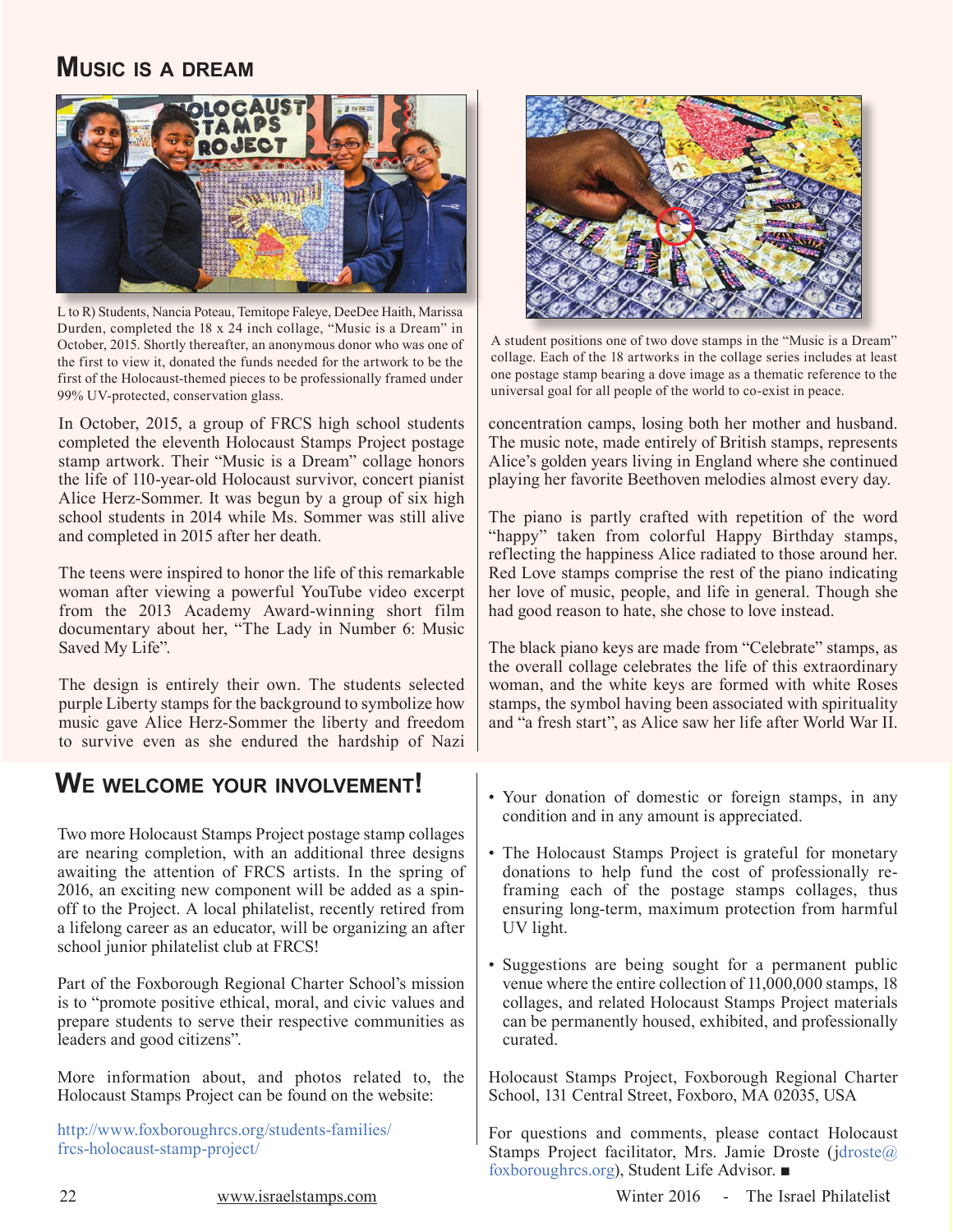## Music is a dream

L to R) Students, Nancia Poteau, Temitope Faleye, DeeDee Haith, Marissa Durden, completed the 18 x 24 inch collage, "Music is a Dream" in October, 2015. Shortly thereafter, an anonymous donor who was one of the first to view it, donated the funds needed for the artwork to be the first of the Holocaust-themed pieces to be professionally framed under 99% UV-protected, conservation glass.

A student positions one of two dove stamps in the "Music is a Dream" collage. Each of the 18 artworks in the collage series includes at least one postage stamp bearing a dove image as a thematic reference to the universal goal for all people of the world to co-exist in peace.

In October, 2015, a group of FRCS high school students completed the eleventh Holocaust Stamps Project postage stamp artwork. Their "Music is a Dream" collage honors the life of 110-year-old Holocaust survivor, concert pianist Alice Herz-Sommer. It was begun by a group of six high school students in 2014 while Ms. Sommer was still alive and completed in 2015 after her death.

The teens were inspired to honor the life of this remarkable woman after viewing a powerful YouTube video excerpt from the 2013 Academy Award-winning short film documentary about her, "The Lady in Number 6: Music Saved My Life".

The design is entirely their own. The students selected purple Liberty stamps for the background to symbolize how music gave Alice Herz-Sommer the liberty and freedom to survive even as she endured the hardship of Nazi concentration camps, losing both her mother and husband. The music note, made entirely of British stamps, represents Alice's golden years living in England where she continued playing her favorite Beethoven melodies almost every day.

The piano is partly crafted with repetition of the word "happy" taken from colorful Happy Birthday stamps, reflecting the happiness Alice radiated to those around her. Red Love stamps comprise the rest of the piano indicating her love of music, people, and life in general. Though she had good reason to hate, she chose to love instead.

The black piano keys are made from "Celebrate" stamps, as the overall collage celebrates the life of this extraordinary woman, and the white keys are formed with white Roses stamps, the symbol having been associated with spirituality and "a fresh start", as Alice saw her life after World War II.

## We welcome your involvement!

Two more Holocaust Stamps Project postage stamp collages are nearing completion, with an additional three designs awaiting the attention of FRCS artists. In the spring of 2016, an exciting new component will be added as a spin-off to the Project. A local philatelist, recently retired from a lifelong career as an educator, will be organizing an after school junior philatelist club at FRCS!

Part of the Foxborough Regional Charter School's mission is to "promote positive ethical, moral, and civic values and prepare students to serve their respective communities as leaders and good citizens".

More information about, and photos related to, the Holocaust Stamps Project can be found on the website:

http://www.foxboroughrcs.org/students-families/frcs-holocaust-stamp-project/

- Your donation of domestic or foreign stamps, in any condition and in any amount is appreciated.
- The Holocaust Stamps Project is grateful for monetary donations to help fund the cost of professionally re-framing each of the postage stamps collages, thus ensuring long-term, maximum protection from harmful UV light.
- Suggestions are being sought for a permanent public venue where the entire collection of 11,000,000 stamps, 18 collages, and related Holocaust Stamps Project materials can be permanently housed, exhibited, and professionally curated.

Holocaust Stamps Project, Foxborough Regional Charter School, 131 Central Street, Foxboro, MA 02035, USA

For questions and comments, please contact Holocaust Stamps Project facilitator, Mrs. Jamie Droste (jdroste@foxboroughrcs.org), Student Life Advisor. ■